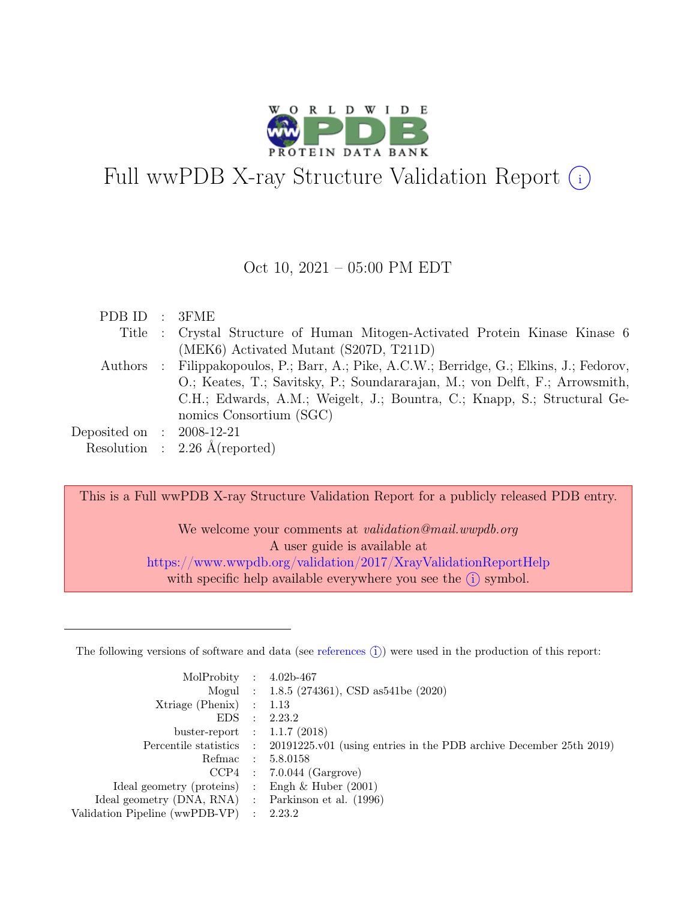# Full wwPDB X-ray Structure Validation Report (i)

Oct 10, 2021 – 05:00 PM EDT

| | | |
|---|---|---|
| PDB ID | : | 3FME |
| Title | : | Crystal Structure of Human Mitogen-Activated Protein Kinase Kinase 6 (MEK6) Activated Mutant (S207D, T211D) |
| Authors | : | Filippakopoulos, P.; Barr, A.; Pike, A.C.W.; Berridge, G.; Elkins, J.; Fedorov, O.; Keates, T.; Savitsky, P.; Soundararajan, M.; von Delft, F.; Arrowsmith, C.H.; Edwards, A.M.; Weigelt, J.; Bountra, C.; Knapp, S.; Structural Genomics Consortium (SGC) |
| Deposited on | : | 2008-12-21 |
| Resolution | : | 2.26 Å(reported) |

This is a Full wwPDB X-ray Structure Validation Report for a publicly released PDB entry.

We welcome your comments at *validation@mail.wwpdb.org*
A user guide is available at
https://www.wwpdb.org/validation/2017/XrayValidationReportHelp
with specific help available everywhere you see the (i) symbol.

---

The following versions of software and data (see references (i)) were used in the production of this report:

| | | |
|---|---|---|
| MolProbity | : | 4.02b-467 |
| Mogul | : | 1.8.5 (274361), CSD as541be (2020) |
| Xtriage (Phenix) | : | 1.13 |
| EDS | : | 2.23.2 |
| buster-report | : | 1.1.7 (2018) |
| Percentile statistics | : | 20191225.v01 (using entries in the PDB archive December 25th 2019) |
| Refmac | : | 5.8.0158 |
| CCP4 | : | 7.0.044 (Gargrove) |
| Ideal geometry (proteins) | : | Engh & Huber (2001) |
| Ideal geometry (DNA, RNA) | : | Parkinson et al. (1996) |
| Validation Pipeline (wwPDB-VP) | : | 2.23.2 |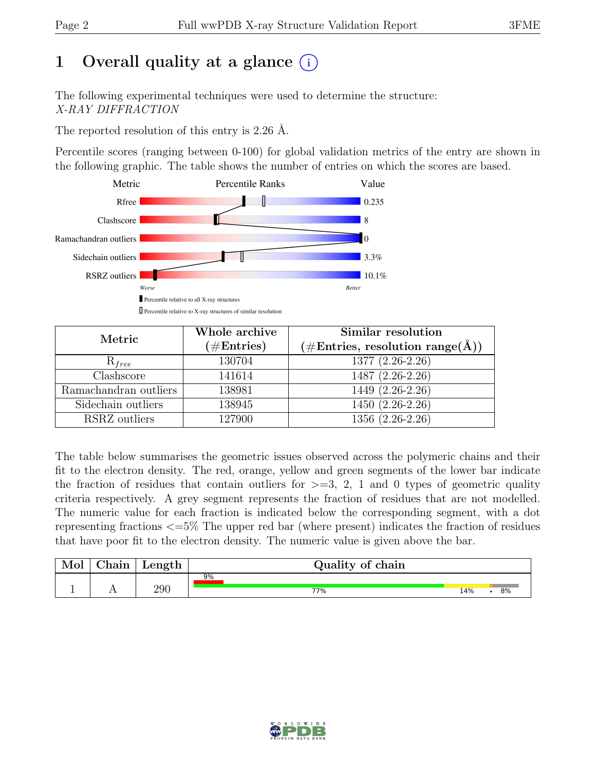# 1 Overall quality at a glance (i)

The following experimental techniques were used to determine the structure:
*X-RAY DIFFRACTION*

The reported resolution of this entry is 2.26 Å.

Percentile scores (ranging between 0-100) for global validation metrics of the entry are shown in the following graphic. The table shows the number of entries on which the scores are based.

| Metric | Value |
|---|---|
| Rfree | 0.235 |
| Clashscore | 8 |
| Ramachandran outliers | 0 |
| Sidechain outliers | 3.3% |
| RSRZ outliers | 10.1% |

Worse — Better

▮ Percentile relative to all X-ray structures
▯ Percentile relative to X-ray structures of similar resolution

| Metric | Whole archive (#Entries) | Similar resolution (#Entries, resolution range(Å)) |
|---|---|---|
| $R_{free}$ | 130704 | 1377 (2.26-2.26) |
| Clashscore | 141614 | 1487 (2.26-2.26) |
| Ramachandran outliers | 138981 | 1449 (2.26-2.26) |
| Sidechain outliers | 138945 | 1450 (2.26-2.26) |
| RSRZ outliers | 127900 | 1356 (2.26-2.26) |

The table below summarises the geometric issues observed across the polymeric chains and their fit to the electron density. The red, orange, yellow and green segments of the lower bar indicate the fraction of residues that contain outliers for >=3, 2, 1 and 0 types of geometric quality criteria respectively. A grey segment represents the fraction of residues that are not modelled. The numeric value for each fraction is indicated below the corresponding segment, with a dot representing fractions <=5% The upper red bar (where present) indicates the fraction of residues that have poor fit to the electron density. The numeric value is given above the bar.

| Mol | Chain | Length | Quality of chain |
|---|---|---|---|
| 1 | A | 290 | 9% (upper bar); 77% · 14% · • · 8% |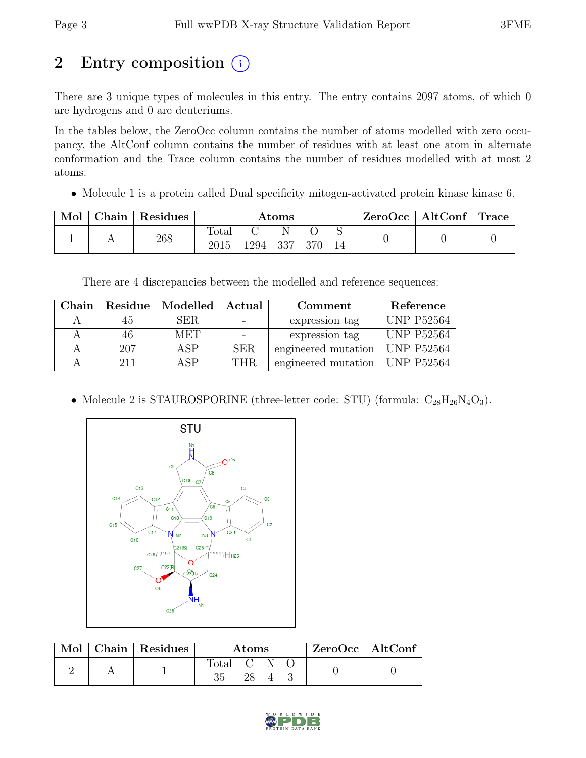# 2 Entry composition

There are 3 unique types of molecules in this entry. The entry contains 2097 atoms, of which 0 are hydrogens and 0 are deuteriums.

In the tables below, the ZeroOcc column contains the number of atoms modelled with zero occupancy, the AltConf column contains the number of residues with at least one atom in alternate conformation and the Trace column contains the number of residues modelled with at most 2 atoms.

- Molecule 1 is a protein called Dual specificity mitogen-activated protein kinase kinase 6.

| Mol | Chain | Residues | Atoms | | | | | ZeroOcc | AltConf | Trace |
|---|---|---|---|---|---|---|---|---|---|---|
| | | | Total | C | N | O | S | | | |
| 1 | A | 268 | 2015 | 1294 | 337 | 370 | 14 | 0 | 0 | 0 |

There are 4 discrepancies between the modelled and reference sequences:

| Chain | Residue | Modelled | Actual | Comment | Reference |
|---|---|---|---|---|---|
| A | 45 | SER | - | expression tag | UNP P52564 |
| A | 46 | MET | - | expression tag | UNP P52564 |
| A | 207 | ASP | SER | engineered mutation | UNP P52564 |
| A | 211 | ASP | THR | engineered mutation | UNP P52564 |

- Molecule 2 is STAUROSPORINE (three-letter code: STU) (formula: $C_{28}H_{26}N_4O_3$).

| Mol | Chain | Residues | Atoms | | | | ZeroOcc | AltConf |
|---|---|---|---|---|---|---|---|---|
| | | | Total | C | N | O | | |
| 2 | A | 1 | 35 | 28 | 4 | 3 | 0 | 0 |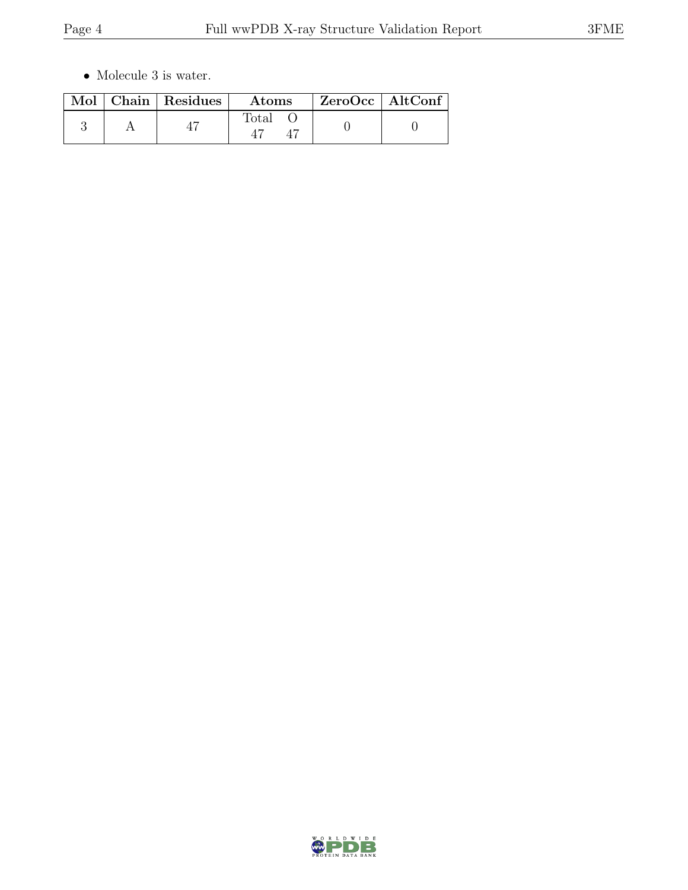- Molecule 3 is water.

| Mol | Chain | Residues | Atoms | | ZeroOcc | AltConf |
|---|---|---|---|---|---|---|
| | | | Total | O | | |
| 3 | A | 47 | 47 | 47 | 0 | 0 |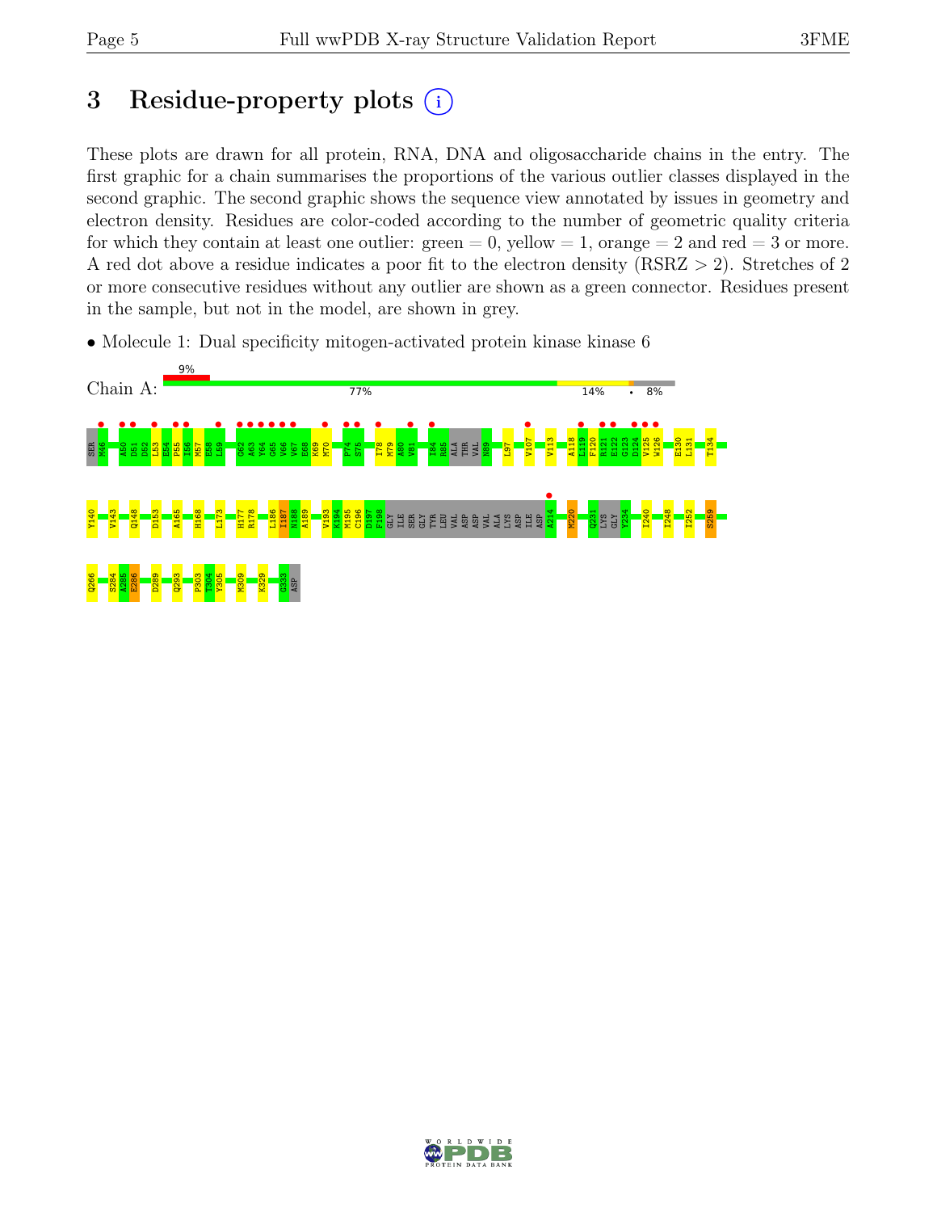# 3 Residue-property plots

These plots are drawn for all protein, RNA, DNA and oligosaccharide chains in the entry. The first graphic for a chain summarises the proportions of the various outlier classes displayed in the second graphic. The second graphic shows the sequence view annotated by issues in geometry and electron density. Residues are color-coded according to the number of geometric quality criteria for which they contain at least one outlier: green = 0, yellow = 1, orange = 2 and red = 3 or more. A red dot above a residue indicates a poor fit to the electron density (RSRZ > 2). Stretches of 2 or more consecutive residues without any outlier are shown as a green connector. Residues present in the sample, but not in the model, are shown in grey.

- Molecule 1: Dual specificity mitogen-activated protein kinase kinase 6

Chain A: 9% | 77% | 14% | • | 8%

SER M46 A50 D51 D52 L53 E54 P55 I56 M57 E58 L59 G62 A63 Y64 G65 V66 V67 E68 K69 M70 P74 S75 I78 M79 A80 V81 I84 R85 ALA THR VAL N89 L97 V107 V113 A118 L119 F120 R121 E122 G123 D124 V125 W126 E130 L131 T134

Y140 V143 Q148 D153 A165 H168 L173 H177 R178 L186 I187 M188 A189 V193 K194 M195 C196 D197 F198 GLY ILE SER GLY TYR LEU VAL ASP ASP VAL ALA LYS ASP ILE ASP A214 M220 Q231 LYS GLY Y234 I240 I248 I252 S259

Q266 S284 A285 E286 D289 Q293 P303 T304 Y305 M309 K329 G333 ASP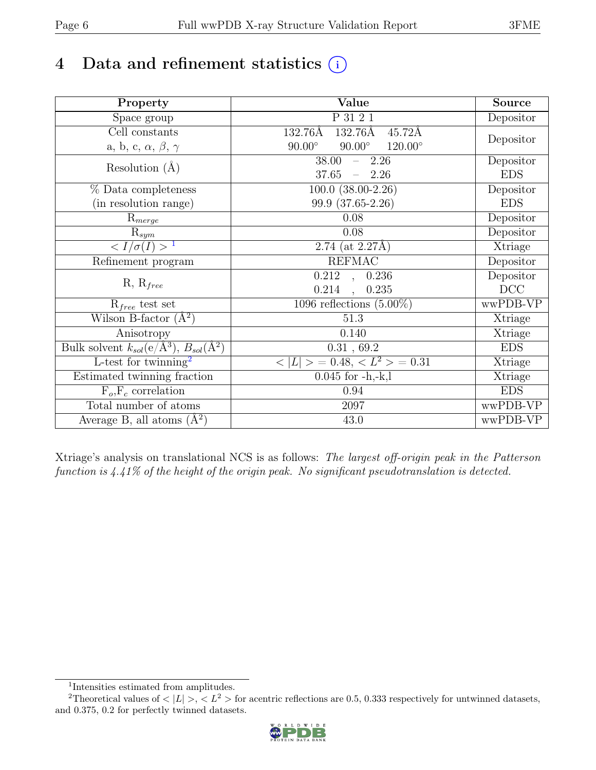# 4 Data and refinement statistics

| Property | Value | Source |
|---|---|---|
| Space group | P 31 2 1 | Depositor |
| Cell constants<br>a, b, c, $\alpha$, $\beta$, $\gamma$ | 132.76Å 132.76Å 45.72Å<br>90.00° 90.00° 120.00° | Depositor |
| Resolution (Å) | 38.00 – 2.26<br>37.65 – 2.26 | Depositor<br>EDS |
| % Data completeness<br>(in resolution range) | 100.0 (38.00-2.26)<br>99.9 (37.65-2.26) | Depositor<br>EDS |
| $R_{merge}$ | 0.08 | Depositor |
| $R_{sym}$ | 0.08 | Depositor |
| $< I/\sigma(I) >$ [1] | 2.74 (at 2.27Å) | Xtriage |
| Refinement program | REFMAC | Depositor |
| R, $R_{free}$ | 0.212 , 0.236<br>0.214 , 0.235 | Depositor<br>DCC |
| $R_{free}$ test set | 1096 reflections (5.00%) | wwPDB-VP |
| Wilson B-factor (Å$^2$) | 51.3 | Xtriage |
| Anisotropy | 0.140 | Xtriage |
| Bulk solvent $k_{sol}$(e/Å$^3$), $B_{sol}$(Å$^2$) | 0.31 , 69.2 | EDS |
| L-test for twinning[2] | $< \|L\| > = 0.48$, $< L^2 > = 0.31$ | Xtriage |
| Estimated twinning fraction | 0.045 for -h,-k,l | Xtriage |
| $F_o$,$F_c$ correlation | 0.94 | EDS |
| Total number of atoms | 2097 | wwPDB-VP |
| Average B, all atoms (Å$^2$) | 43.0 | wwPDB-VP |

Xtriage's analysis on translational NCS is as follows: *The largest off-origin peak in the Patterson function is 4.41% of the height of the origin peak. No significant pseudotranslation is detected.*

[1] Intensities estimated from amplitudes.

[2] Theoretical values of $< |L| >$, $< L^2 >$ for acentric reflections are 0.5, 0.333 respectively for untwinned datasets, and 0.375, 0.2 for perfectly twinned datasets.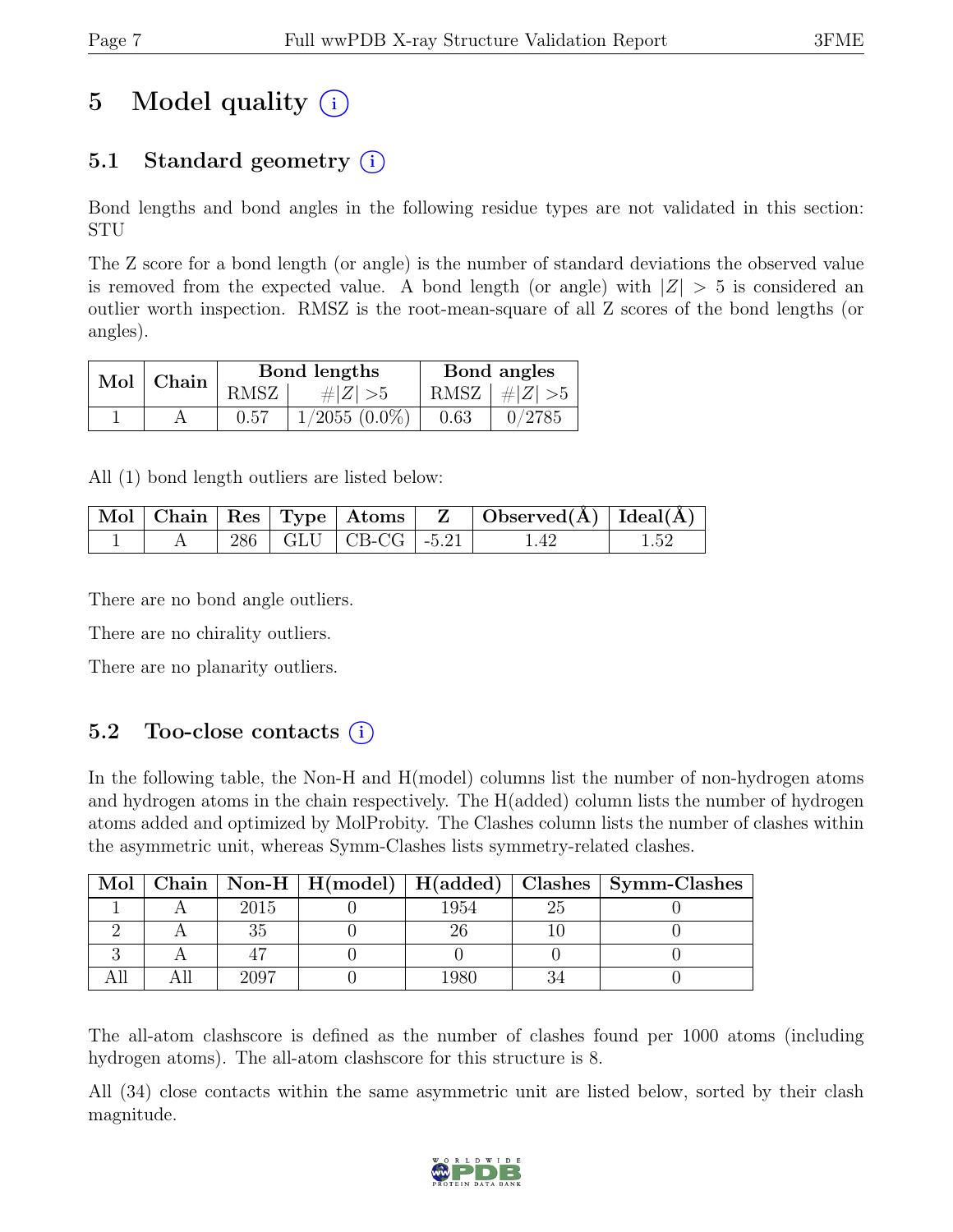# 5 Model quality (i)

## 5.1 Standard geometry (i)

Bond lengths and bond angles in the following residue types are not validated in this section: STU

The Z score for a bond length (or angle) is the number of standard deviations the observed value is removed from the expected value. A bond length (or angle) with $|Z| > 5$ is considered an outlier worth inspection. RMSZ is the root-mean-square of all Z scores of the bond lengths (or angles).

| Mol | Chain | Bond lengths | | Bond angles | |
|---|---|---|---|---|---|
| | | RMSZ | $\#|Z| > 5$ | RMSZ | $\#|Z| > 5$ |
| 1 | A | 0.57 | 1/2055 (0.0%) | 0.63 | 0/2785 |

All (1) bond length outliers are listed below:

| Mol | Chain | Res | Type | Atoms | Z | Observed(Å) | Ideal(Å) |
|---|---|---|---|---|---|---|---|
| 1 | A | 286 | GLU | CB-CG | -5.21 | 1.42 | 1.52 |

There are no bond angle outliers.

There are no chirality outliers.

There are no planarity outliers.

## 5.2 Too-close contacts (i)

In the following table, the Non-H and H(model) columns list the number of non-hydrogen atoms and hydrogen atoms in the chain respectively. The H(added) column lists the number of hydrogen atoms added and optimized by MolProbity. The Clashes column lists the number of clashes within the asymmetric unit, whereas Symm-Clashes lists symmetry-related clashes.

| Mol | Chain | Non-H | H(model) | H(added) | Clashes | Symm-Clashes |
|---|---|---|---|---|---|---|
| 1 | A | 2015 | 0 | 1954 | 25 | 0 |
| 2 | A | 35 | 0 | 26 | 10 | 0 |
| 3 | A | 47 | 0 | 0 | 0 | 0 |
| All | All | 2097 | 0 | 1980 | 34 | 0 |

The all-atom clashscore is defined as the number of clashes found per 1000 atoms (including hydrogen atoms). The all-atom clashscore for this structure is 8.

All (34) close contacts within the same asymmetric unit are listed below, sorted by their clash magnitude.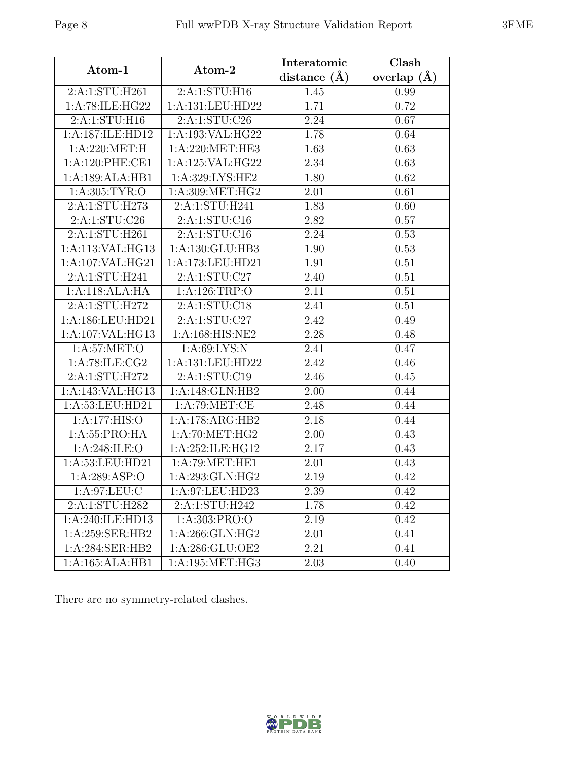| Atom-1 | Atom-2 | Interatomic distance (Å) | Clash overlap (Å) |
|---|---|---|---|
| 2:A:1:STU:H261 | 2:A:1:STU:H16 | 1.45 | 0.99 |
| 1:A:78:ILE:HG22 | 1:A:131:LEU:HD22 | 1.71 | 0.72 |
| 2:A:1:STU:H16 | 2:A:1:STU:C26 | 2.24 | 0.67 |
| 1:A:187:ILE:HD12 | 1:A:193:VAL:HG22 | 1.78 | 0.64 |
| 1:A:220:MET:H | 1:A:220:MET:HE3 | 1.63 | 0.63 |
| 1:A:120:PHE:CE1 | 1:A:125:VAL:HG22 | 2.34 | 0.63 |
| 1:A:189:ALA:HB1 | 1:A:329:LYS:HE2 | 1.80 | 0.62 |
| 1:A:305:TYR:O | 1:A:309:MET:HG2 | 2.01 | 0.61 |
| 2:A:1:STU:H273 | 2:A:1:STU:H241 | 1.83 | 0.60 |
| 2:A:1:STU:C26 | 2:A:1:STU:C16 | 2.82 | 0.57 |
| 2:A:1:STU:H261 | 2:A:1:STU:C16 | 2.24 | 0.53 |
| 1:A:113:VAL:HG13 | 1:A:130:GLU:HB3 | 1.90 | 0.53 |
| 1:A:107:VAL:HG21 | 1:A:173:LEU:HD21 | 1.91 | 0.51 |
| 2:A:1:STU:H241 | 2:A:1:STU:C27 | 2.40 | 0.51 |
| 1:A:118:ALA:HA | 1:A:126:TRP:O | 2.11 | 0.51 |
| 2:A:1:STU:H272 | 2:A:1:STU:C18 | 2.41 | 0.51 |
| 1:A:186:LEU:HD21 | 2:A:1:STU:C27 | 2.42 | 0.49 |
| 1:A:107:VAL:HG13 | 1:A:168:HIS:NE2 | 2.28 | 0.48 |
| 1:A:57:MET:O | 1:A:69:LYS:N | 2.41 | 0.47 |
| 1:A:78:ILE:CG2 | 1:A:131:LEU:HD22 | 2.42 | 0.46 |
| 2:A:1:STU:H272 | 2:A:1:STU:C19 | 2.46 | 0.45 |
| 1:A:143:VAL:HG13 | 1:A:148:GLN:HB2 | 2.00 | 0.44 |
| 1:A:53:LEU:HD21 | 1:A:79:MET:CE | 2.48 | 0.44 |
| 1:A:177:HIS:O | 1:A:178:ARG:HB2 | 2.18 | 0.44 |
| 1:A:55:PRO:HA | 1:A:70:MET:HG2 | 2.00 | 0.43 |
| 1:A:248:ILE:O | 1:A:252:ILE:HG12 | 2.17 | 0.43 |
| 1:A:53:LEU:HD21 | 1:A:79:MET:HE1 | 2.01 | 0.43 |
| 1:A:289:ASP:O | 1:A:293:GLN:HG2 | 2.19 | 0.42 |
| 1:A:97:LEU:C | 1:A:97:LEU:HD23 | 2.39 | 0.42 |
| 2:A:1:STU:H282 | 2:A:1:STU:H242 | 1.78 | 0.42 |
| 1:A:240:ILE:HD13 | 1:A:303:PRO:O | 2.19 | 0.42 |
| 1:A:259:SER:HB2 | 1:A:266:GLN:HG2 | 2.01 | 0.41 |
| 1:A:284:SER:HB2 | 1:A:286:GLU:OE2 | 2.21 | 0.41 |
| 1:A:165:ALA:HB1 | 1:A:195:MET:HG3 | 2.03 | 0.40 |

There are no symmetry-related clashes.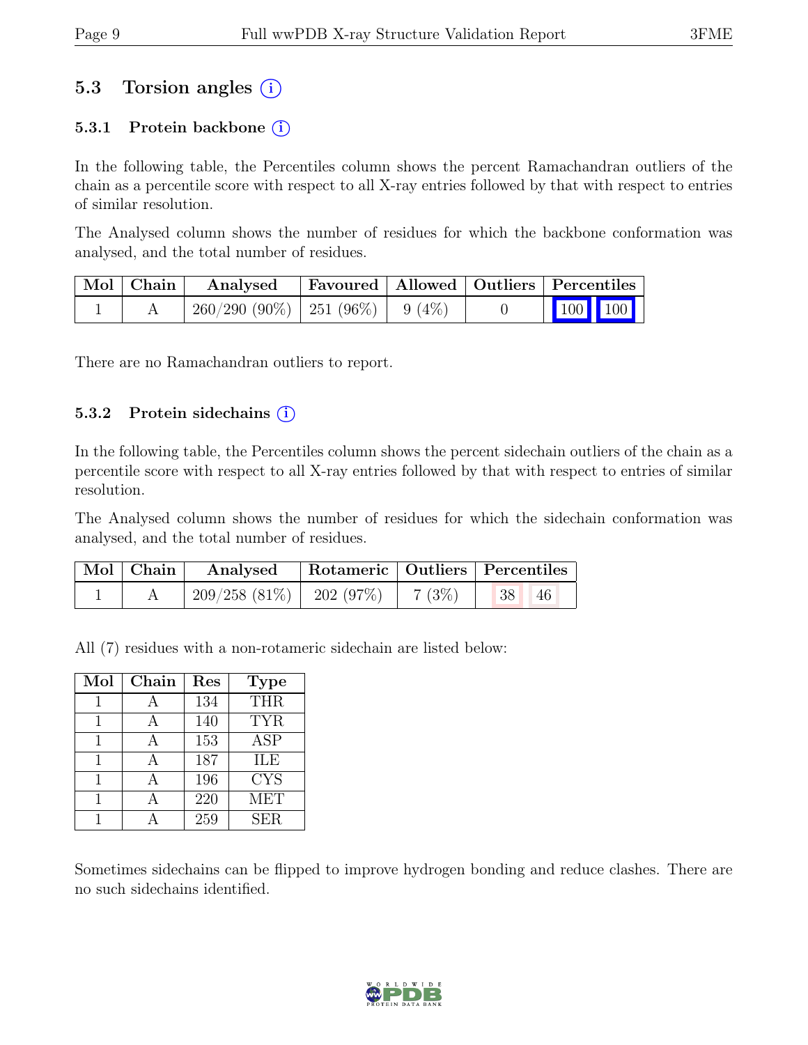## 5.3 Torsion angles (i)

### 5.3.1 Protein backbone (i)

In the following table, the Percentiles column shows the percent Ramachandran outliers of the chain as a percentile score with respect to all X-ray entries followed by that with respect to entries of similar resolution.

The Analysed column shows the number of residues for which the backbone conformation was analysed, and the total number of residues.

| Mol | Chain | Analysed | Favoured | Allowed | Outliers | Percentiles | |
|---|---|---|---|---|---|---|---|
| 1 | A | 260/290 (90%) | 251 (96%) | 9 (4%) | 0 | 100 | 100 |

There are no Ramachandran outliers to report.

### 5.3.2 Protein sidechains (i)

In the following table, the Percentiles column shows the percent sidechain outliers of the chain as a percentile score with respect to all X-ray entries followed by that with respect to entries of similar resolution.

The Analysed column shows the number of residues for which the sidechain conformation was analysed, and the total number of residues.

| Mol | Chain | Analysed | Rotameric | Outliers | Percentiles | |
|---|---|---|---|---|---|---|
| 1 | A | 209/258 (81%) | 202 (97%) | 7 (3%) | 38 | 46 |

All (7) residues with a non-rotameric sidechain are listed below:

| Mol | Chain | Res | Type |
|---|---|---|---|
| 1 | A | 134 | THR |
| 1 | A | 140 | TYR |
| 1 | A | 153 | ASP |
| 1 | A | 187 | ILE |
| 1 | A | 196 | CYS |
| 1 | A | 220 | MET |
| 1 | A | 259 | SER |

Sometimes sidechains can be flipped to improve hydrogen bonding and reduce clashes. There are no such sidechains identified.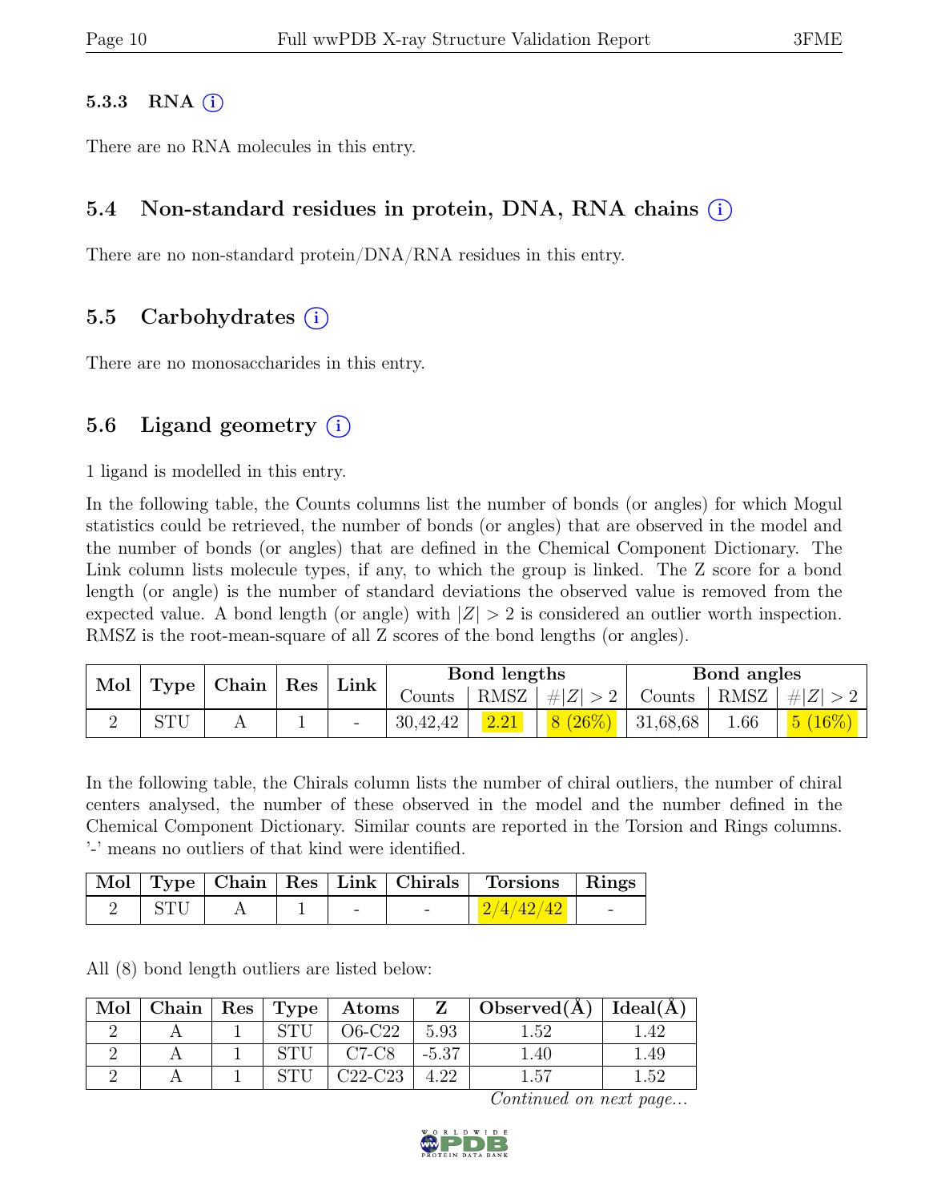### 5.3.3 RNA (i)

There are no RNA molecules in this entry.

## 5.4 Non-standard residues in protein, DNA, RNA chains (i)

There are no non-standard protein/DNA/RNA residues in this entry.

## 5.5 Carbohydrates (i)

There are no monosaccharides in this entry.

## 5.6 Ligand geometry (i)

1 ligand is modelled in this entry.

In the following table, the Counts columns list the number of bonds (or angles) for which Mogul statistics could be retrieved, the number of bonds (or angles) that are observed in the model and the number of bonds (or angles) that are defined in the Chemical Component Dictionary. The Link column lists molecule types, if any, to which the group is linked. The Z score for a bond length (or angle) is the number of standard deviations the observed value is removed from the expected value. A bond length (or angle) with $|Z| > 2$ is considered an outlier worth inspection. RMSZ is the root-mean-square of all Z scores of the bond lengths (or angles).

| Mol | Type | Chain | Res | Link | Bond lengths | | | Bond angles | | |
|---|---|---|---|---|---|---|---|---|---|---|
| | | | | | Counts | RMSZ | $\#\|Z\| > 2$ | Counts | RMSZ | $\#\|Z\| > 2$ |
| 2 | STU | A | 1 | - | 30,42,42 | 2.21 | 8 (26%) | 31,68,68 | 1.66 | 5 (16%) |

In the following table, the Chirals column lists the number of chiral outliers, the number of chiral centers analysed, the number of these observed in the model and the number defined in the Chemical Component Dictionary. Similar counts are reported in the Torsion and Rings columns. '-' means no outliers of that kind were identified.

| Mol | Type | Chain | Res | Link | Chirals | Torsions | Rings |
|---|---|---|---|---|---|---|---|
| 2 | STU | A | 1 | - | - | 2/4/42/42 | - |

All (8) bond length outliers are listed below:

| Mol | Chain | Res | Type | Atoms | Z | Observed(Å) | Ideal(Å) |
|---|---|---|---|---|---|---|---|
| 2 | A | 1 | STU | O6-C22 | 5.93 | 1.52 | 1.42 |
| 2 | A | 1 | STU | C7-C8 | -5.37 | 1.40 | 1.49 |
| 2 | A | 1 | STU | C22-C23 | 4.22 | 1.57 | 1.52 |

*Continued on next page...*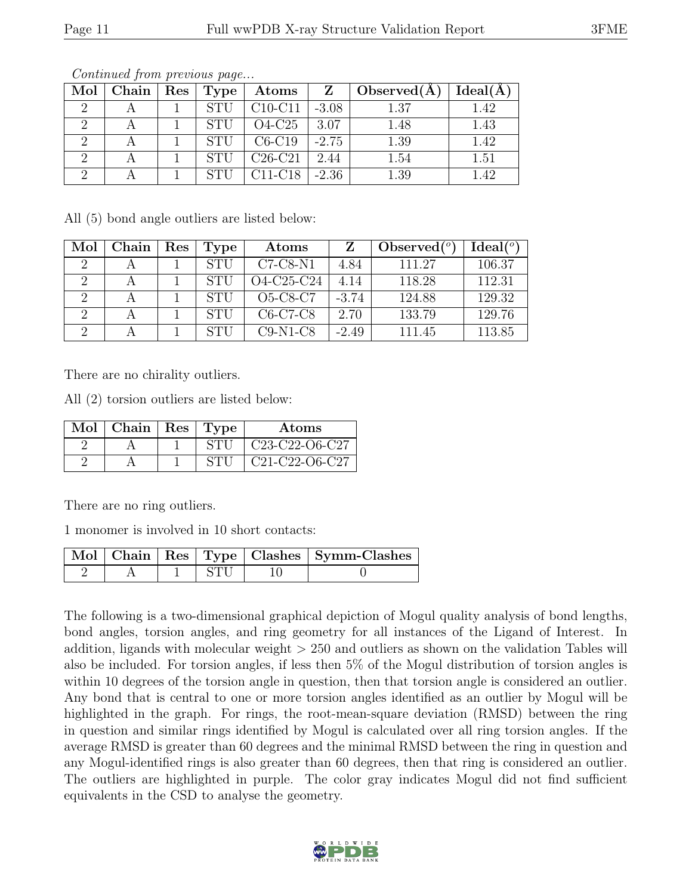*Continued from previous page...*

| Mol | Chain | Res | Type | Atoms | Z | Observed(Å) | Ideal(Å) |
|---|---|---|---|---|---|---|---|
| 2 | A | 1 | STU | C10-C11 | -3.08 | 1.37 | 1.42 |
| 2 | A | 1 | STU | O4-C25 | 3.07 | 1.48 | 1.43 |
| 2 | A | 1 | STU | C6-C19 | -2.75 | 1.39 | 1.42 |
| 2 | A | 1 | STU | C26-C21 | 2.44 | 1.54 | 1.51 |
| 2 | A | 1 | STU | C11-C18 | -2.36 | 1.39 | 1.42 |

All (5) bond angle outliers are listed below:

| Mol | Chain | Res | Type | Atoms | Z | Observed(°) | Ideal(°) |
|---|---|---|---|---|---|---|---|
| 2 | A | 1 | STU | C7-C8-N1 | 4.84 | 111.27 | 106.37 |
| 2 | A | 1 | STU | O4-C25-C24 | 4.14 | 118.28 | 112.31 |
| 2 | A | 1 | STU | O5-C8-C7 | -3.74 | 124.88 | 129.32 |
| 2 | A | 1 | STU | C6-C7-C8 | 2.70 | 133.79 | 129.76 |
| 2 | A | 1 | STU | C9-N1-C8 | -2.49 | 111.45 | 113.85 |

There are no chirality outliers.

All (2) torsion outliers are listed below:

| Mol | Chain | Res | Type | Atoms |
|---|---|---|---|---|
| 2 | A | 1 | STU | C23-C22-O6-C27 |
| 2 | A | 1 | STU | C21-C22-O6-C27 |

There are no ring outliers.

1 monomer is involved in 10 short contacts:

| Mol | Chain | Res | Type | Clashes | Symm-Clashes |
|---|---|---|---|---|---|
| 2 | A | 1 | STU | 10 | 0 |

The following is a two-dimensional graphical depiction of Mogul quality analysis of bond lengths, bond angles, torsion angles, and ring geometry for all instances of the Ligand of Interest. In addition, ligands with molecular weight > 250 and outliers as shown on the validation Tables will also be included. For torsion angles, if less then 5% of the Mogul distribution of torsion angles is within 10 degrees of the torsion angle in question, then that torsion angle is considered an outlier. Any bond that is central to one or more torsion angles identified as an outlier by Mogul will be highlighted in the graph. For rings, the root-mean-square deviation (RMSD) between the ring in question and similar rings identified by Mogul is calculated over all ring torsion angles. If the average RMSD is greater than 60 degrees and the minimal RMSD between the ring in question and any Mogul-identified rings is also greater than 60 degrees, then that ring is considered an outlier. The outliers are highlighted in purple. The color gray indicates Mogul did not find sufficient equivalents in the CSD to analyse the geometry.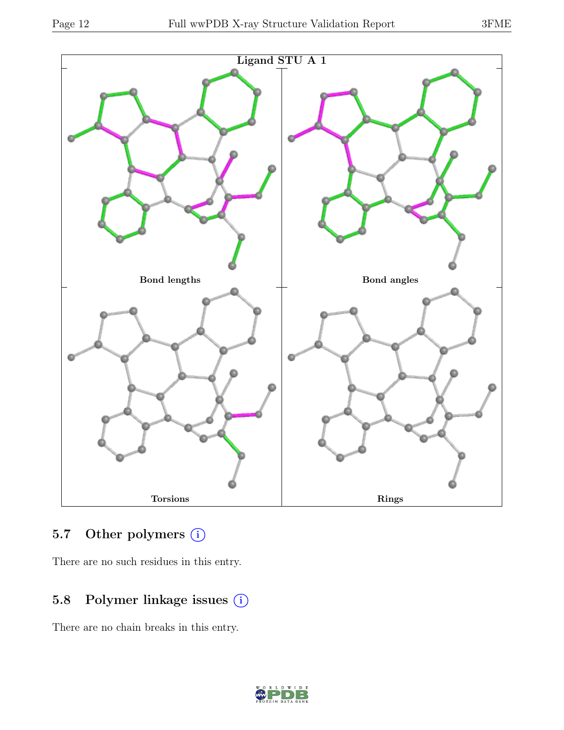Ligand STU A 1

Bond lengths

Bond angles

Torsions

Rings

## 5.7 Other polymers (i)

There are no such residues in this entry.

## 5.8 Polymer linkage issues (i)

There are no chain breaks in this entry.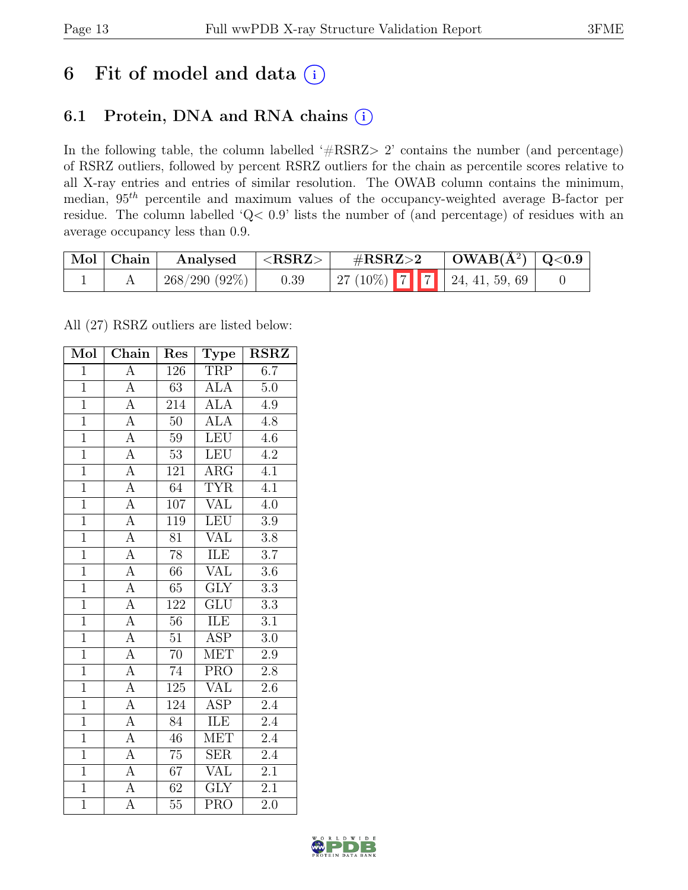# 6 Fit of model and data (i)

## 6.1 Protein, DNA and RNA chains (i)

In the following table, the column labelled '#RSRZ> 2' contains the number (and percentage) of RSRZ outliers, followed by percent RSRZ outliers for the chain as percentile scores relative to all X-ray entries and entries of similar resolution. The OWAB column contains the minimum, median, $95^{th}$ percentile and maximum values of the occupancy-weighted average B-factor per residue. The column labelled 'Q< 0.9' lists the number of (and percentage) of residues with an average occupancy less than 0.9.

| Mol | Chain | Analysed | <RSRZ> | #RSRZ>2 | OWAB(Å$^2$) | Q<0.9 |
|---|---|---|---|---|---|---|
| 1 | A | 268/290 (92%) | 0.39 | 27 (10%) 7 7 | 24, 41, 59, 69 | 0 |

All (27) RSRZ outliers are listed below:

| Mol | Chain | Res | Type | RSRZ |
|---|---|---|---|---|
| 1 | A | 126 | TRP | 6.7 |
| 1 | A | 63 | ALA | 5.0 |
| 1 | A | 214 | ALA | 4.9 |
| 1 | A | 50 | ALA | 4.8 |
| 1 | A | 59 | LEU | 4.6 |
| 1 | A | 53 | LEU | 4.2 |
| 1 | A | 121 | ARG | 4.1 |
| 1 | A | 64 | TYR | 4.1 |
| 1 | A | 107 | VAL | 4.0 |
| 1 | A | 119 | LEU | 3.9 |
| 1 | A | 81 | VAL | 3.8 |
| 1 | A | 78 | ILE | 3.7 |
| 1 | A | 66 | VAL | 3.6 |
| 1 | A | 65 | GLY | 3.3 |
| 1 | A | 122 | GLU | 3.3 |
| 1 | A | 56 | ILE | 3.1 |
| 1 | A | 51 | ASP | 3.0 |
| 1 | A | 70 | MET | 2.9 |
| 1 | A | 74 | PRO | 2.8 |
| 1 | A | 125 | VAL | 2.6 |
| 1 | A | 124 | ASP | 2.4 |
| 1 | A | 84 | ILE | 2.4 |
| 1 | A | 46 | MET | 2.4 |
| 1 | A | 75 | SER | 2.4 |
| 1 | A | 67 | VAL | 2.1 |
| 1 | A | 62 | GLY | 2.1 |
| 1 | A | 55 | PRO | 2.0 |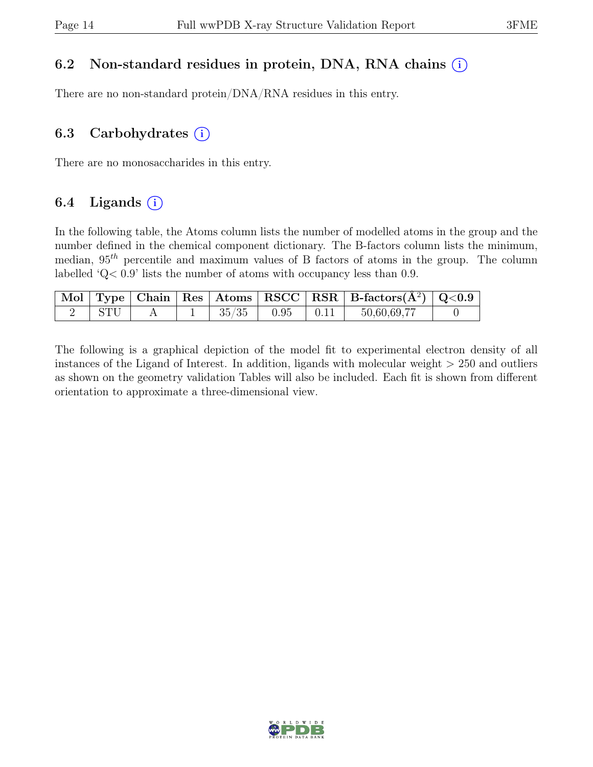### 6.2 Non-standard residues in protein, DNA, RNA chains (i)

There are no non-standard protein/DNA/RNA residues in this entry.

### 6.3 Carbohydrates (i)

There are no monosaccharides in this entry.

### 6.4 Ligands (i)

In the following table, the Atoms column lists the number of modelled atoms in the group and the number defined in the chemical component dictionary. The B-factors column lists the minimum, median, $95^{th}$ percentile and maximum values of B factors of atoms in the group. The column labelled 'Q< 0.9' lists the number of atoms with occupancy less than 0.9.

| Mol | Type | Chain | Res | Atoms | RSCC | RSR | B-factors(Å$^2$) | Q<0.9 |
|---|---|---|---|---|---|---|---|---|
| 2 | STU | A | 1 | 35/35 | 0.95 | 0.11 | 50,60,69,77 | 0 |

The following is a graphical depiction of the model fit to experimental electron density of all instances of the Ligand of Interest. In addition, ligands with molecular weight > 250 and outliers as shown on the geometry validation Tables will also be included. Each fit is shown from different orientation to approximate a three-dimensional view.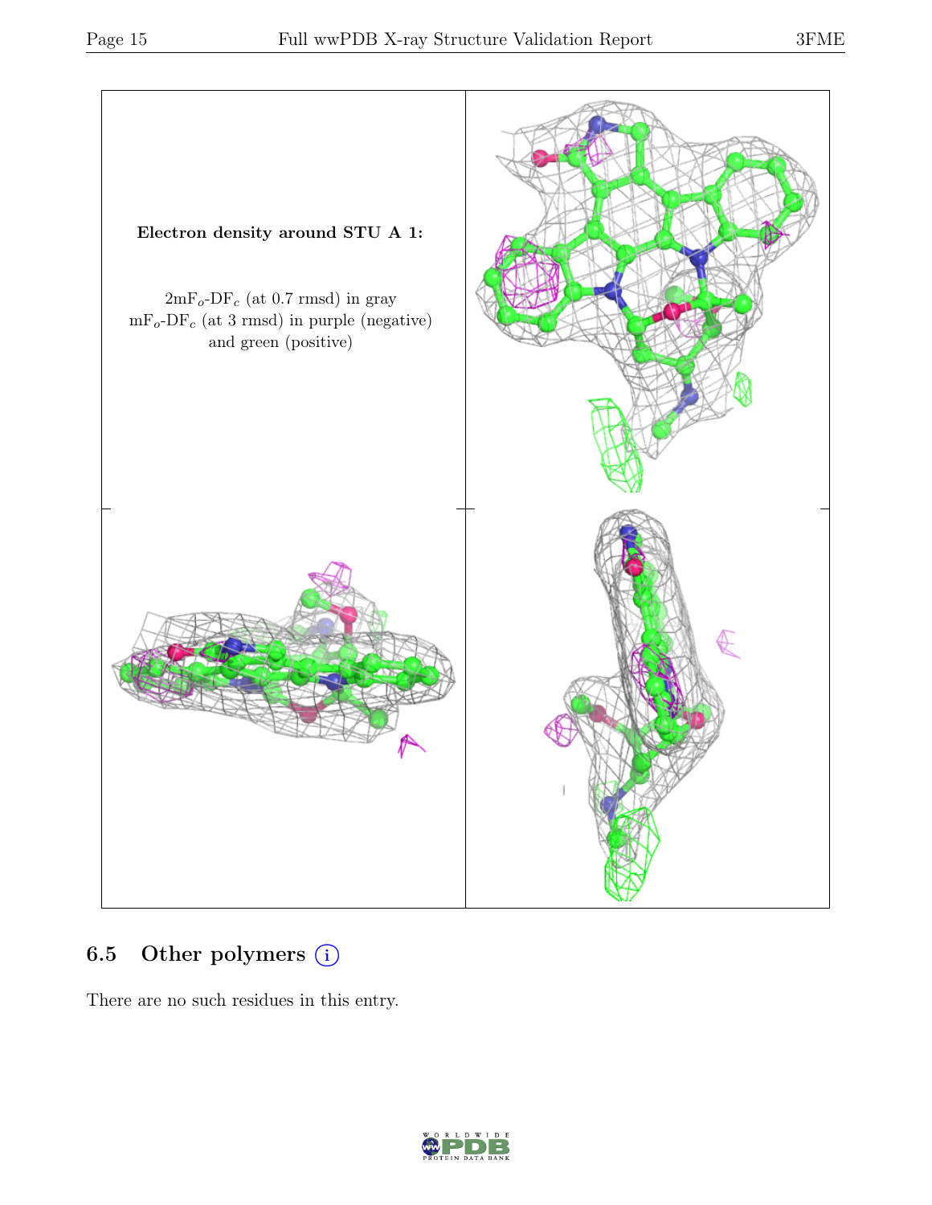**Electron density around STU A 1:**

$2mF_o$-$DF_c$ (at 0.7 rmsd) in gray
$mF_o$-$DF_c$ (at 3 rmsd) in purple (negative)
and green (positive)

## 6.5 Other polymers

There are no such residues in this entry.